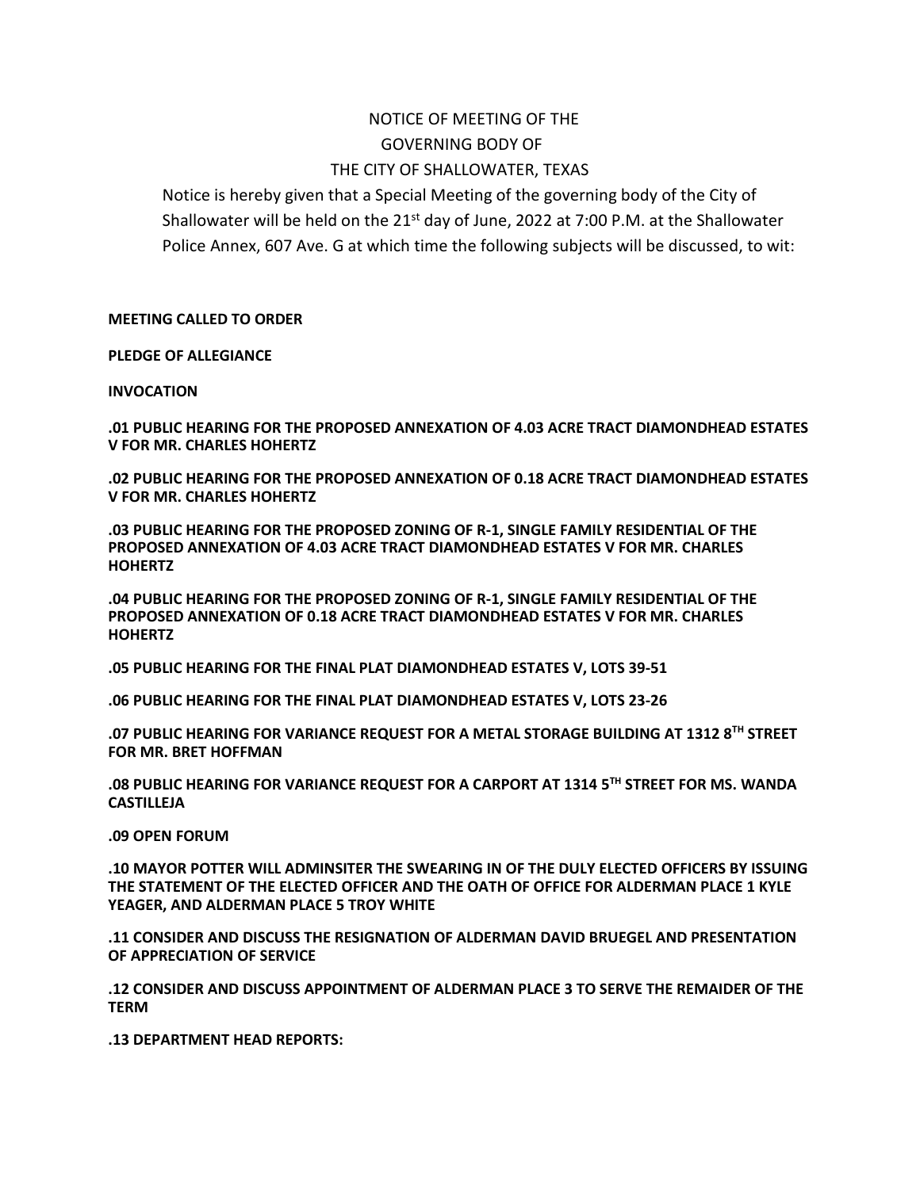# NOTICE OF MEETING OF THE
# GOVERNING BODY OF
# THE CITY OF SHALLOWATER, TEXAS

Notice is hereby given that a Special Meeting of the governing body of the City of Shallowater will be held on the 21st day of June, 2022 at 7:00 P.M. at the Shallowater Police Annex, 607 Ave. G at which time the following subjects will be discussed, to wit:

**MEETING CALLED TO ORDER**

**PLEDGE OF ALLEGIANCE**

**INVOCATION**

**.01 PUBLIC HEARING FOR THE PROPOSED ANNEXATION OF 4.03 ACRE TRACT DIAMONDHEAD ESTATES V FOR MR. CHARLES HOHERTZ**

**.02 PUBLIC HEARING FOR THE PROPOSED ANNEXATION OF 0.18 ACRE TRACT DIAMONDHEAD ESTATES V FOR MR. CHARLES HOHERTZ**

**.03 PUBLIC HEARING FOR THE PROPOSED ZONING OF R-1, SINGLE FAMILY RESIDENTIAL OF THE PROPOSED ANNEXATION OF 4.03 ACRE TRACT DIAMONDHEAD ESTATES V FOR MR. CHARLES HOHERTZ**

**.04 PUBLIC HEARING FOR THE PROPOSED ZONING OF R-1, SINGLE FAMILY RESIDENTIAL OF THE PROPOSED ANNEXATION OF 0.18 ACRE TRACT DIAMONDHEAD ESTATES V FOR MR. CHARLES HOHERTZ**

**.05 PUBLIC HEARING FOR THE FINAL PLAT DIAMONDHEAD ESTATES V, LOTS 39-51**

**.06 PUBLIC HEARING FOR THE FINAL PLAT DIAMONDHEAD ESTATES V, LOTS 23-26**

**.07 PUBLIC HEARING FOR VARIANCE REQUEST FOR A METAL STORAGE BUILDING AT 1312 8TH STREET FOR MR. BRET HOFFMAN**

**.08 PUBLIC HEARING FOR VARIANCE REQUEST FOR A CARPORT AT 1314 5TH STREET FOR MS. WANDA CASTILLEJA**

**.09 OPEN FORUM**

**.10 MAYOR POTTER WILL ADMINSITER THE SWEARING IN OF THE DULY ELECTED OFFICERS BY ISSUING THE STATEMENT OF THE ELECTED OFFICER AND THE OATH OF OFFICE FOR ALDERMAN PLACE 1 KYLE YEAGER, AND ALDERMAN PLACE 5 TROY WHITE**

**.11 CONSIDER AND DISCUSS THE RESIGNATION OF ALDERMAN DAVID BRUEGEL AND PRESENTATION OF APPRECIATION OF SERVICE**

**.12 CONSIDER AND DISCUSS APPOINTMENT OF ALDERMAN PLACE 3 TO SERVE THE REMAIDER OF THE TERM**

**.13 DEPARTMENT HEAD REPORTS:**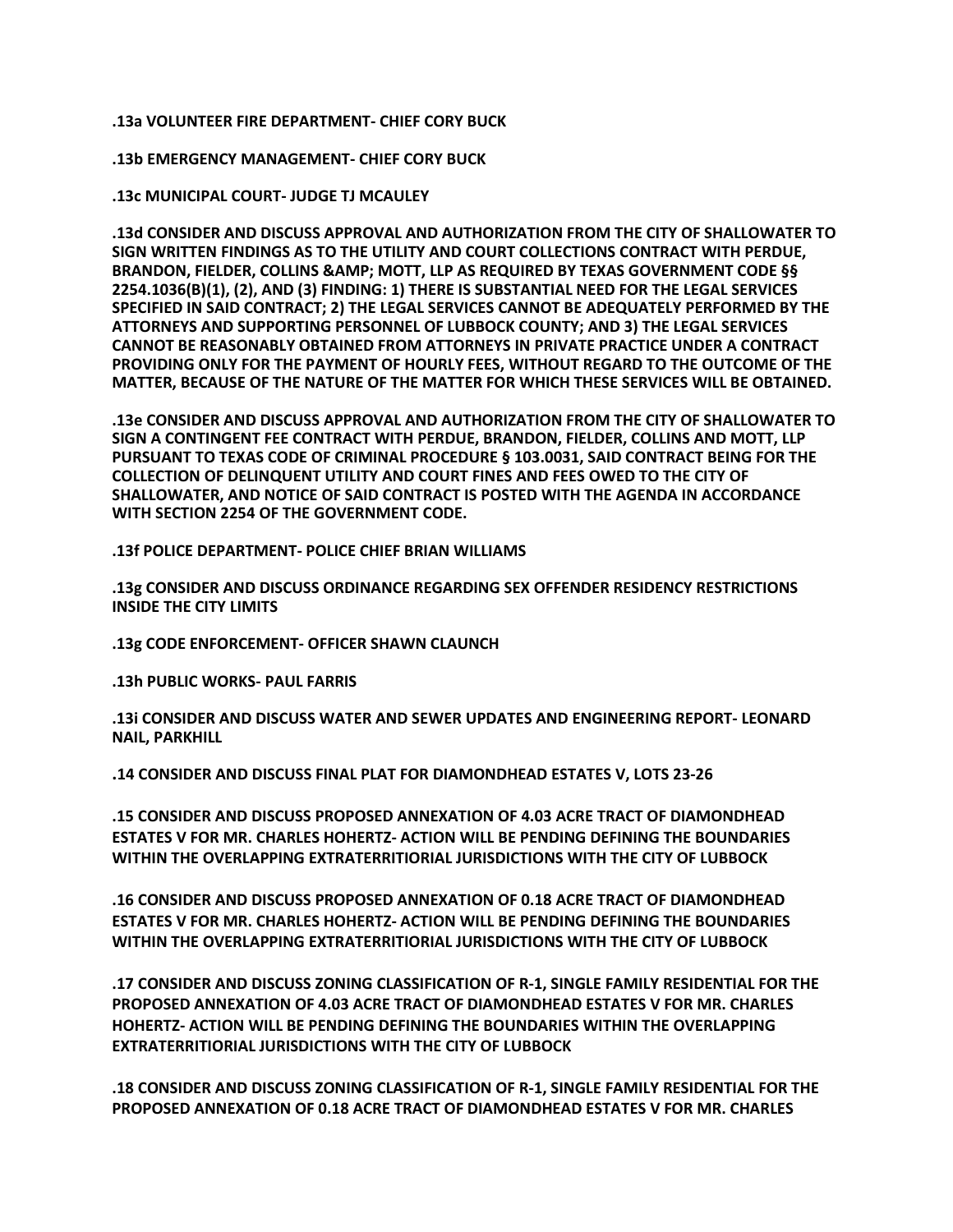**.13a VOLUNTEER FIRE DEPARTMENT- CHIEF CORY BUCK**

**.13b EMERGENCY MANAGEMENT- CHIEF CORY BUCK**

**.13c MUNICIPAL COURT- JUDGE TJ MCAULEY**

**.13d CONSIDER AND DISCUSS APPROVAL AND AUTHORIZATION FROM THE CITY OF SHALLOWATER TO SIGN WRITTEN FINDINGS AS TO THE UTILITY AND COURT COLLECTIONS CONTRACT WITH PERDUE, BRANDON, FIELDER, COLLINS &AMP; MOTT, LLP AS REQUIRED BY TEXAS GOVERNMENT CODE §§ 2254.1036(B)(1), (2), AND (3) FINDING: 1) THERE IS SUBSTANTIAL NEED FOR THE LEGAL SERVICES SPECIFIED IN SAID CONTRACT; 2) THE LEGAL SERVICES CANNOT BE ADEQUATELY PERFORMED BY THE ATTORNEYS AND SUPPORTING PERSONNEL OF LUBBOCK COUNTY; AND 3) THE LEGAL SERVICES CANNOT BE REASONABLY OBTAINED FROM ATTORNEYS IN PRIVATE PRACTICE UNDER A CONTRACT PROVIDING ONLY FOR THE PAYMENT OF HOURLY FEES, WITHOUT REGARD TO THE OUTCOME OF THE MATTER, BECAUSE OF THE NATURE OF THE MATTER FOR WHICH THESE SERVICES WILL BE OBTAINED.**

**.13e CONSIDER AND DISCUSS APPROVAL AND AUTHORIZATION FROM THE CITY OF SHALLOWATER TO SIGN A CONTINGENT FEE CONTRACT WITH PERDUE, BRANDON, FIELDER, COLLINS AND MOTT, LLP PURSUANT TO TEXAS CODE OF CRIMINAL PROCEDURE § 103.0031, SAID CONTRACT BEING FOR THE COLLECTION OF DELINQUENT UTILITY AND COURT FINES AND FEES OWED TO THE CITY OF SHALLOWATER, AND NOTICE OF SAID CONTRACT IS POSTED WITH THE AGENDA IN ACCORDANCE WITH SECTION 2254 OF THE GOVERNMENT CODE.**

**.13f POLICE DEPARTMENT- POLICE CHIEF BRIAN WILLIAMS**

**.13g CONSIDER AND DISCUSS ORDINANCE REGARDING SEX OFFENDER RESIDENCY RESTRICTIONS INSIDE THE CITY LIMITS**

**.13g CODE ENFORCEMENT- OFFICER SHAWN CLAUNCH**

**.13h PUBLIC WORKS- PAUL FARRIS**

**.13i CONSIDER AND DISCUSS WATER AND SEWER UPDATES AND ENGINEERING REPORT- LEONARD NAIL, PARKHILL**

**.14 CONSIDER AND DISCUSS FINAL PLAT FOR DIAMONDHEAD ESTATES V, LOTS 23-26**

**.15 CONSIDER AND DISCUSS PROPOSED ANNEXATION OF 4.03 ACRE TRACT OF DIAMONDHEAD ESTATES V FOR MR. CHARLES HOHERTZ- ACTION WILL BE PENDING DEFINING THE BOUNDARIES WITHIN THE OVERLAPPING EXTRATERRITIORIAL JURISDICTIONS WITH THE CITY OF LUBBOCK**

**.16 CONSIDER AND DISCUSS PROPOSED ANNEXATION OF 0.18 ACRE TRACT OF DIAMONDHEAD ESTATES V FOR MR. CHARLES HOHERTZ- ACTION WILL BE PENDING DEFINING THE BOUNDARIES WITHIN THE OVERLAPPING EXTRATERRITIORIAL JURISDICTIONS WITH THE CITY OF LUBBOCK**

**.17 CONSIDER AND DISCUSS ZONING CLASSIFICATION OF R-1, SINGLE FAMILY RESIDENTIAL FOR THE PROPOSED ANNEXATION OF 4.03 ACRE TRACT OF DIAMONDHEAD ESTATES V FOR MR. CHARLES HOHERTZ- ACTION WILL BE PENDING DEFINING THE BOUNDARIES WITHIN THE OVERLAPPING EXTRATERRITIORIAL JURISDICTIONS WITH THE CITY OF LUBBOCK**

**.18 CONSIDER AND DISCUSS ZONING CLASSIFICATION OF R-1, SINGLE FAMILY RESIDENTIAL FOR THE PROPOSED ANNEXATION OF 0.18 ACRE TRACT OF DIAMONDHEAD ESTATES V FOR MR. CHARLES**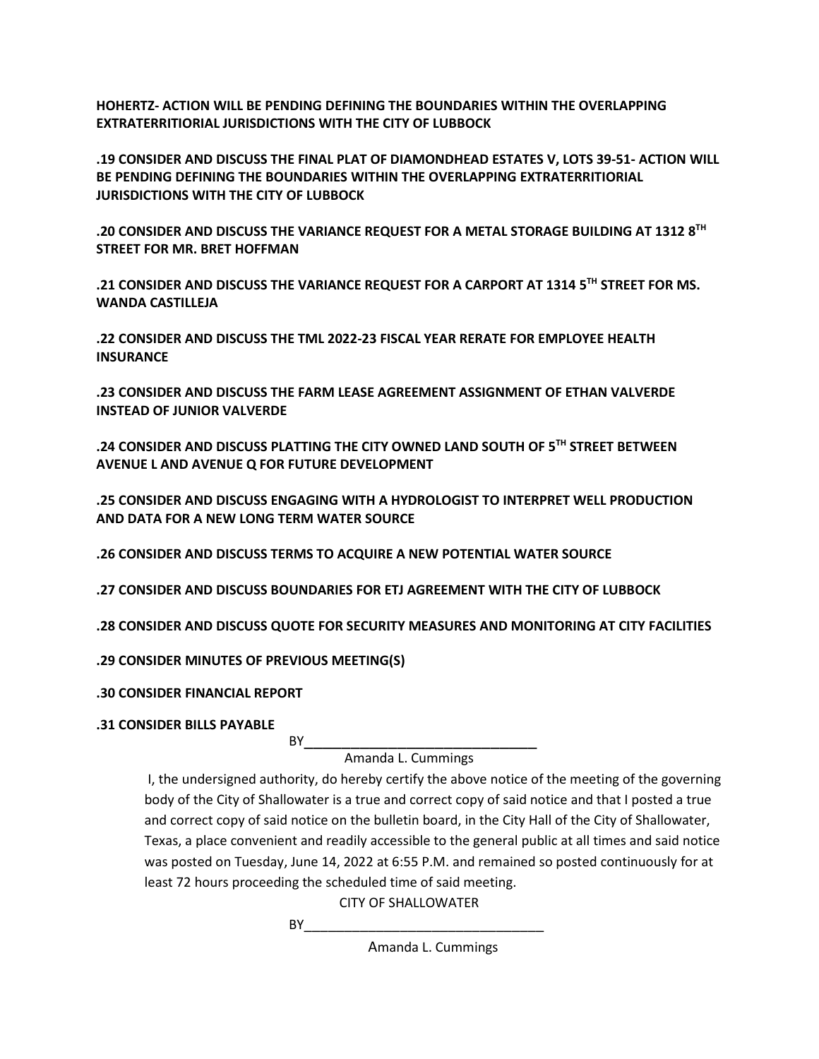**HOHERTZ- ACTION WILL BE PENDING DEFINING THE BOUNDARIES WITHIN THE OVERLAPPING EXTRATERRITIORIAL JURISDICTIONS WITH THE CITY OF LUBBOCK**

**.19 CONSIDER AND DISCUSS THE FINAL PLAT OF DIAMONDHEAD ESTATES V, LOTS 39-51- ACTION WILL BE PENDING DEFINING THE BOUNDARIES WITHIN THE OVERLAPPING EXTRATERRITIORIAL JURISDICTIONS WITH THE CITY OF LUBBOCK**

**.20 CONSIDER AND DISCUSS THE VARIANCE REQUEST FOR A METAL STORAGE BUILDING AT 1312 8TH STREET FOR MR. BRET HOFFMAN**

**.21 CONSIDER AND DISCUSS THE VARIANCE REQUEST FOR A CARPORT AT 1314 5TH STREET FOR MS. WANDA CASTILLEJA**

**.22 CONSIDER AND DISCUSS THE TML 2022-23 FISCAL YEAR RERATE FOR EMPLOYEE HEALTH INSURANCE**

**.23 CONSIDER AND DISCUSS THE FARM LEASE AGREEMENT ASSIGNMENT OF ETHAN VALVERDE INSTEAD OF JUNIOR VALVERDE**

**.24 CONSIDER AND DISCUSS PLATTING THE CITY OWNED LAND SOUTH OF 5TH STREET BETWEEN AVENUE L AND AVENUE Q FOR FUTURE DEVELOPMENT**

**.25 CONSIDER AND DISCUSS ENGAGING WITH A HYDROLOGIST TO INTERPRET WELL PRODUCTION AND DATA FOR A NEW LONG TERM WATER SOURCE**

**.26 CONSIDER AND DISCUSS TERMS TO ACQUIRE A NEW POTENTIAL WATER SOURCE**

**.27 CONSIDER AND DISCUSS BOUNDARIES FOR ETJ AGREEMENT WITH THE CITY OF LUBBOCK**

**.28 CONSIDER AND DISCUSS QUOTE FOR SECURITY MEASURES AND MONITORING AT CITY FACILITIES**

**.29 CONSIDER MINUTES OF PREVIOUS MEETING(S)**

**.30 CONSIDER FINANCIAL REPORT**

**.31 CONSIDER BILLS PAYABLE**

BY________________________________

Amanda L. Cummings

I, the undersigned authority, do hereby certify the above notice of the meeting of the governing body of the City of Shallowater is a true and correct copy of said notice and that I posted a true and correct copy of said notice on the bulletin board, in the City Hall of the City of Shallowater, Texas, a place convenient and readily accessible to the general public at all times and said notice was posted on Tuesday, June 14, 2022 at 6:55 P.M. and remained so posted continuously for at least 72 hours proceeding the scheduled time of said meeting.

CITY OF SHALLOWATER

BY________________________________

Amanda L. Cummings